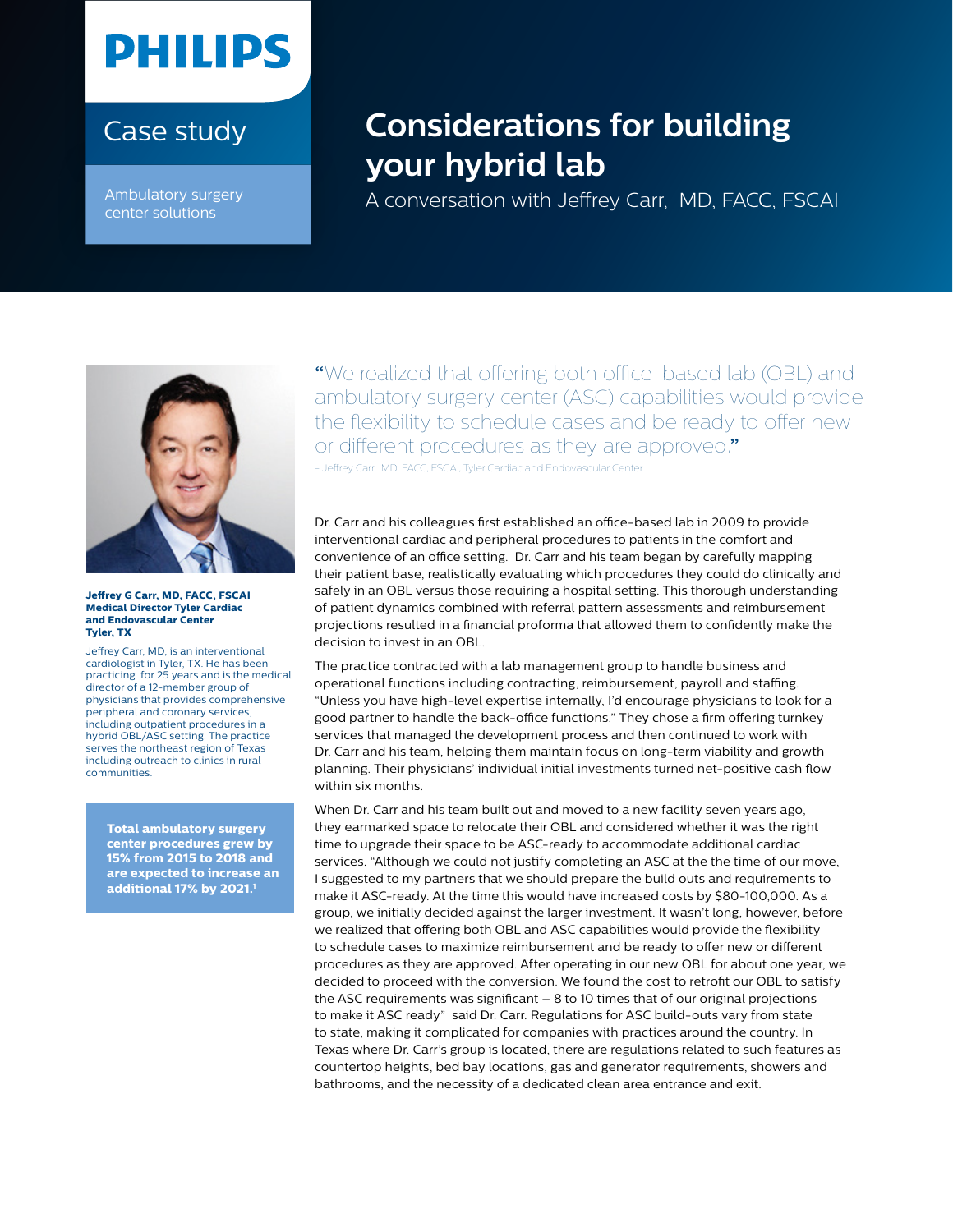PHILIPS

Case study

Ambulatory surgery center solutions

# Considerations for building your hybrid lab

## A conversation with Jeffrey Carr, MD, FACC, FSCAI

**Jeffrey G Carr, MD, FACC, FSCAI**
**Medical Director Tyler Cardiac and Endovascular Center**
**Tyler, TX**

Jeffrey Carr, MD, is an interventional cardiologist in Tyler, TX. He has been practicing for 25 years and is the medical director of a 12-member group of physicians that provides comprehensive peripheral and coronary services, including outpatient procedures in a hybrid OBL/ASC setting. The practice serves the northeast region of Texas including outreach to clinics in rural communities.

**Total ambulatory surgery center procedures grew by 15% from 2015 to 2018 and are expected to increase an additional 17% by 2021.[1]**

"We realized that offering both office-based lab (OBL) and ambulatory surgery center (ASC) capabilities would provide the flexibility to schedule cases and be ready to offer new or different procedures as they are approved."

– Jeffrey Carr, MD, FACC, FSCAI, Tyler Cardiac and Endovascular Center

Dr. Carr and his colleagues first established an office-based lab in 2009 to provide interventional cardiac and peripheral procedures to patients in the comfort and convenience of an office setting. Dr. Carr and his team began by carefully mapping their patient base, realistically evaluating which procedures they could do clinically and safely in an OBL versus those requiring a hospital setting. This thorough understanding of patient dynamics combined with referral pattern assessments and reimbursement projections resulted in a financial proforma that allowed them to confidently make the decision to invest in an OBL.

The practice contracted with a lab management group to handle business and operational functions including contracting, reimbursement, payroll and staffing. "Unless you have high-level expertise internally, I'd encourage physicians to look for a good partner to handle the back-office functions." They chose a firm offering turnkey services that managed the development process and then continued to work with Dr. Carr and his team, helping them maintain focus on long-term viability and growth planning. Their physicians' individual initial investments turned net-positive cash flow within six months.

When Dr. Carr and his team built out and moved to a new facility seven years ago, they earmarked space to relocate their OBL and considered whether it was the right time to upgrade their space to be ASC-ready to accommodate additional cardiac services. "Although we could not justify completing an ASC at the the time of our move, I suggested to my partners that we should prepare the build outs and requirements to make it ASC-ready. At the time this would have increased costs by $80-100,000. As a group, we initially decided against the larger investment. It wasn't long, however, before we realized that offering both OBL and ASC capabilities would provide the flexibility to schedule cases to maximize reimbursement and be ready to offer new or different procedures as they are approved. After operating in our new OBL for about one year, we decided to proceed with the conversion. We found the cost to retrofit our OBL to satisfy the ASC requirements was significant – 8 to 10 times that of our original projections to make it ASC ready" said Dr. Carr. Regulations for ASC build-outs vary from state to state, making it complicated for companies with practices around the country. In Texas where Dr. Carr's group is located, there are regulations related to such features as countertop heights, bed bay locations, gas and generator requirements, showers and bathrooms, and the necessity of a dedicated clean area entrance and exit.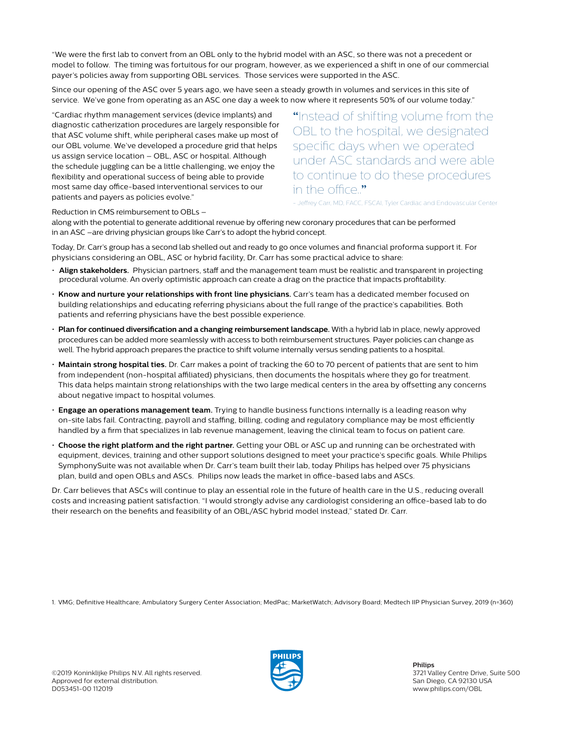"We were the first lab to convert from an OBL only to the hybrid model with an ASC, so there was not a precedent or model to follow. The timing was fortuitous for our program, however, as we experienced a shift in one of our commercial payer's policies away from supporting OBL services. Those services were supported in the ASC.

Since our opening of the ASC over 5 years ago, we have seen a steady growth in volumes and services in this site of service. We've gone from operating as an ASC one day a week to now where it represents 50% of our volume today."

"Cardiac rhythm management services (device implants) and diagnostic catherization procedures are largely responsible for that ASC volume shift, while peripheral cases make up most of our OBL volume. We've developed a procedure grid that helps us assign service location – OBL, ASC or hospital. Although the schedule juggling can be a little challenging, we enjoy the flexibility and operational success of being able to provide most same day office-based interventional services to our patients and payers as policies evolve."

> "Instead of shifting volume from the OBL to the hospital, we designated specific days when we operated under ASC standards and were able to continue to do these procedures in the office."
>
> – Jeffrey Carr, MD, FACC, FSCAI, Tyler Cardiac and Endovascular Center

Reduction in CMS reimbursement to OBLs – along with the potential to generate additional revenue by offering new coronary procedures that can be performed in an ASC –are driving physician groups like Carr's to adopt the hybrid concept.

Today, Dr. Carr's group has a second lab shelled out and ready to go once volumes and financial proforma support it. For physicians considering an OBL, ASC or hybrid facility, Dr. Carr has some practical advice to share:

- **Align stakeholders.** Physician partners, staff and the management team must be realistic and transparent in projecting procedural volume. An overly optimistic approach can create a drag on the practice that impacts profitability.
- **Know and nurture your relationships with front line physicians.** Carr's team has a dedicated member focused on building relationships and educating referring physicians about the full range of the practice's capabilities. Both patients and referring physicians have the best possible experience.
- **Plan for continued diversification and a changing reimbursement landscape.** With a hybrid lab in place, newly approved procedures can be added more seamlessly with access to both reimbursement structures. Payer policies can change as well. The hybrid approach prepares the practice to shift volume internally versus sending patients to a hospital.
- **Maintain strong hospital ties.** Dr. Carr makes a point of tracking the 60 to 70 percent of patients that are sent to him from independent (non-hospital affiliated) physicians, then documents the hospitals where they go for treatment. This data helps maintain strong relationships with the two large medical centers in the area by offsetting any concerns about negative impact to hospital volumes.
- **Engage an operations management team.** Trying to handle business functions internally is a leading reason why on-site labs fail. Contracting, payroll and staffing, billing, coding and regulatory compliance may be most efficiently handled by a firm that specializes in lab revenue management, leaving the clinical team to focus on patient care.
- **Choose the right platform and the right partner.** Getting your OBL or ASC up and running can be orchestrated with equipment, devices, training and other support solutions designed to meet your practice's specific goals. While Philips SymphonySuite was not available when Dr. Carr's team built their lab, today Philips has helped over 75 physicians plan, build and open OBLs and ASCs. Philips now leads the market in office-based labs and ASCs.

Dr. Carr believes that ASCs will continue to play an essential role in the future of health care in the U.S., reducing overall costs and increasing patient satisfaction. "I would strongly advise any cardiologist considering an office-based lab to do their research on the benefits and feasibility of an OBL/ASC hybrid model instead," stated Dr. Carr.

1. VMG; Definitive Healthcare; Ambulatory Surgery Center Association; MedPac; MarketWatch; Advisory Board; Medtech IIP Physician Survey, 2019 (n=360)

©2019 Koninklijke Philips N.V. All rights reserved.
Approved for external distribution.
D053451-00 112019

**Philips**
3721 Valley Centre Drive, Suite 500
San Diego, CA 92130 USA
www.philips.com/OBL